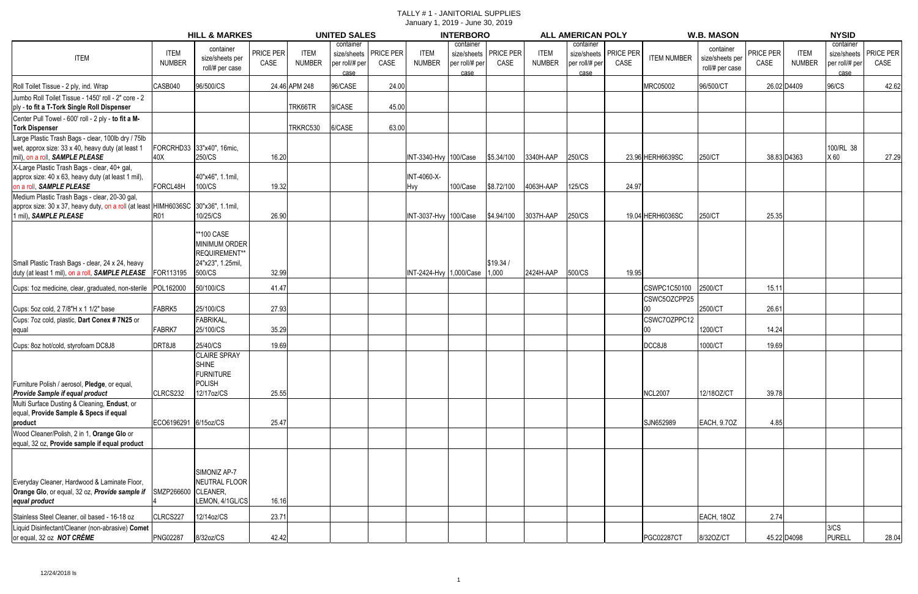# TALLY # 1 - JANITORIAL SUPPLIES

January 1, 2019 - June 30, 2019

| ITEM | HILL & MARKES | | | UNITED SALES | | | INTERBORO | | | ALL AMERICAN POLY | | | W.B. MASON | | | NYSID | | |
|---|---|---|---|---|---|---|---|---|---|---|---|---|---|---|---|---|---|---|
| | ITEM NUMBER | container size/sheets per roll/# per case | PRICE PER CASE | ITEM NUMBER | container size/sheets per roll/# per case | PRICE PER CASE | ITEM NUMBER | container size/sheets per roll/# per case | PRICE PER CASE | ITEM NUMBER | container size/sheets per roll/# per case | PRICE PER CASE | ITEM NUMBER | container size/sheets per roll/# per case | PRICE PER CASE | ITEM NUMBER | container size/sheets per roll/# per case | PRICE PER CASE |
| Roll Toilet Tissue - 2 ply, ind. Wrap | CASB040 | 96/500/CS | 24.46 | APM 248 | 96/CASE | 24.00 | | | | | | | MRC05002 | 96/500/CT | 26.02 | D4409 | 96/CS | 42.62 |
| Jumbo Roll Toilet Tissue - 1450' roll - 2" core - 2 ply - **to fit a T-Tork Single Roll Dispenser** | | | | TRK66TR | 9/CASE | 45.00 | | | | | | | | | | | | |
| Center Pull Towel - 600' roll - 2 ply - **to fit a M-Tork Dispenser** | | | | TRKRC530 | 6/CASE | 63.00 | | | | | | | | | | | | |
| Large Plastic Trash Bags - clear, 100lb dry / 75lb wet, approx size: 33 x 40, heavy duty (at least 1 mil), on a roll, ***SAMPLE PLEASE*** | FORCRHD33 40X | 33"x40", 16mic, 250/CS | 16.20 | | | | INT-3340-Hvy | 100/Case | $5.34/100 | 3340H-AAP | 250/CS | 23.96 | HERH6639SC | 250/CT | 38.83 | D4363 | 100/RL 38 X 60 | 27.29 |
| X-Large Plastic Trash Bags - clear, 40+ gal, approx size: 40 x 63, heavy duty (at least 1 mil), on a roll, ***SAMPLE PLEASE*** | FORCL48H | 40"x46", 1.1mil, 100/CS | 19.32 | | | | INT-4060-X-Hvy | 100/Case | $8.72/100 | 4063H-AAP | 125/CS | 24.97 | | | | | | |
| Medium Plastic Trash Bags - clear, 20-30 gal, approx size: 30 x 37, heavy duty, on a roll (at least 1 mil), ***SAMPLE PLEASE*** | HIMH6036SC R01 | 30"x36", 1.1mil, 10/25/CS | 26.90 | | | | INT-3037-Hvy | 100/Case | $4.94/100 | 3037H-AAP | 250/CS | 19.04 | HERH6036SC | 250/CT | 25.35 | | | |
| Small Plastic Trash Bags - clear, 24 x 24, heavy duty (at least 1 mil), on a roll, ***SAMPLE PLEASE*** | FOR113195 | **100 CASE MINIMUM ORDER REQUIREMENT** 24"x23", 1.25mil, 500/CS | 32.99 | | | | INT-2424-Hvy | 1,000/Case | $19.34 / 1,000 | 2424H-AAP | 500/CS | 19.95 | | | | | | |
| Cups: 1oz medicine, clear, graduated, non-sterile | POL162000 | 50/100/CS | 41.47 | | | | | | | | | | CSWPC1C50100 | 2500/CT | 15.11 | | | |
| Cups: 5oz cold, 2 7/8"H x 1 1/2" base | FABRK5 | 25/100/CS | 27.93 | | | | | | | | | | CSWC5OZCPP2500 | 2500/CT | 26.61 | | | |
| Cups: 7oz cold, plastic, **Dart Conex # 7N25** or equal | FABRK7 | FABRIKAL, 25/100/CS | 35.29 | | | | | | | | | | CSWC7OZPPC1200 | 1200/CT | 14.24 | | | |
| Cups: 8oz hot/cold, styrofoam DC8J8 | DRT8J8 | 25/40/CS | 19.69 | | | | | | | | | | DCC8J8 | 1000/CT | 19.69 | | | |
| Furniture Polish / aerosol, **Pledge**, or equal, ***Provide Sample if equal product*** | CLRCS232 | CLAIRE SPRAY SHINE FURNITURE POLISH 12/17oz/CS | 25.55 | | | | | | | | | | NCL2007 | 12/18OZ/CT | 39.78 | | | |
| Multi Surface Dusting & Cleaning, **Endust**, or equal, **Provide Sample & Specs if equal product** | ECO6196291 | 6/15oz/CS | 25.47 | | | | | | | | | | SJN652989 | EACH, 9.7OZ | 4.85 | | | |
| Wood Cleaner/Polish, 2 in 1, **Orange Glo** or equal, 32 oz, **Provide sample if equal product** | | | | | | | | | | | | | | | | | | |
| Everyday Cleaner, Hardwood & Laminate Floor, **Orange Glo**, or equal, 32 oz, ***Provide sample if equal product*** | SMZP2666004 | SIMONIZ AP-7 NEUTRAL FLOOR CLEANER, LEMON, 4/1GL/CS | 16.16 | | | | | | | | | | | | | | | |
| Stainless Steel Cleaner, oil based - 16-18 oz | CLRCS227 | 12/14oz/CS | 23.71 | | | | | | | | | | | EACH, 18OZ | 2.74 | | | |
| Liquid Disinfectant/Cleaner (non-abrasive) **Comet** or equal, 32 oz ***NOT CRÈME*** | PNG02287 | 8/32oz/CS | 42.42 | | | | | | | | | | PGC02287CT | 8/32OZ/CT | 45.22 | D4098 | 3/CS PURELL | 28.04 |

12/24/2018 ls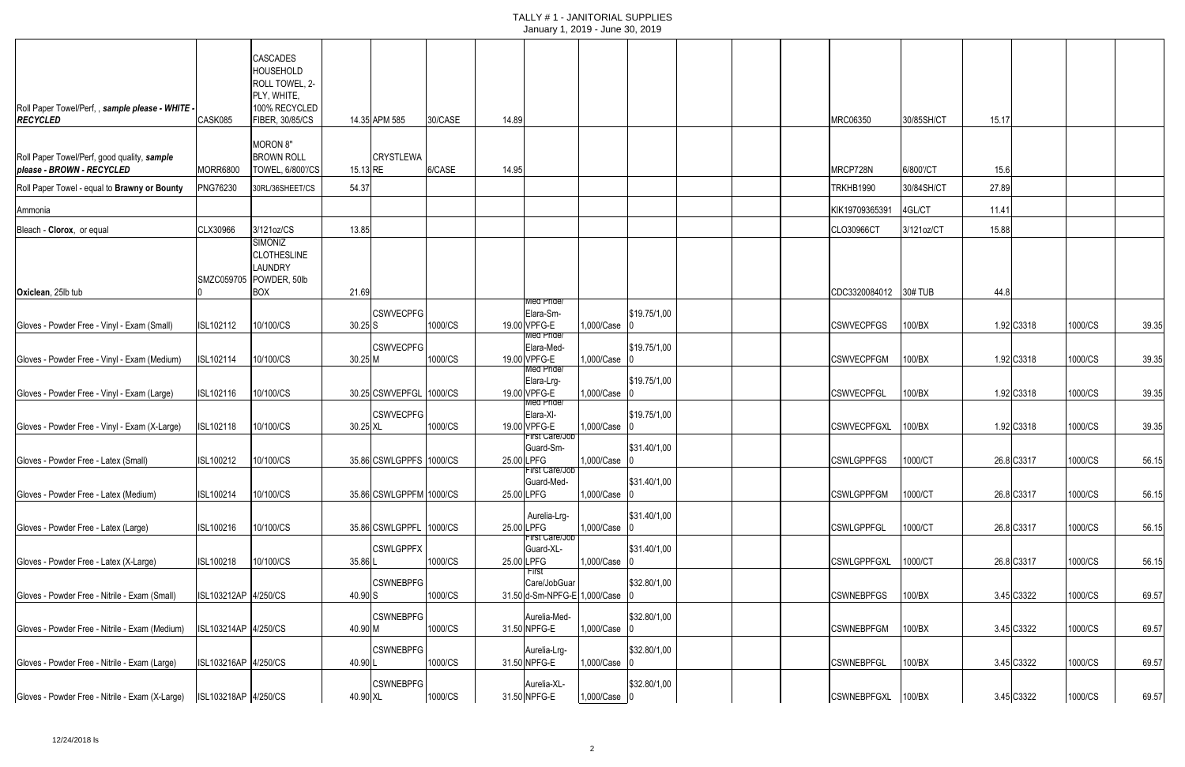# TALLY # 1 - JANITORIAL SUPPLIES
January 1, 2019 - June 30, 2019

| Item | | | | | | | | | | | | | | | | | | | |
|---|---|---|---|---|---|---|---|---|---|---|---|---|---|---|---|---|---|---|---|
| Roll Paper Towel/Perf, , ***sample please - WHITE - RECYCLED*** | CASK085 | CASCADES HOUSEHOLD ROLL TOWEL, 2-PLY, WHITE, 100% RECYCLED FIBER, 30/85/CS | 14.35 | APM 585 | 30/CASE | 14.89 | | | | | | | MRC06350 | 30/85SH/CT | 15.17 | | | |
| Roll Paper Towel/Perf, good quality, ***sample please - BROWN - RECYCLED*** | MORR6800 | MORON 8" BROWN ROLL TOWEL, 6/800'/CS | 15.13 | CRYSTLEWARE | 6/CASE | 14.95 | | | | | | | MRCP728N | 6/800'/CT | 15.6 | | | |
| Roll Paper Towel - equal to **Brawny or Bounty** | PNG76230 | 30RL/36SHEET/CS | 54.37 | | | | | | | | | | TRKHB1990 | 30/84SH/CT | 27.89 | | | |
| Ammonia | | | | | | | | | | | | | KIK19709365391 | 4GL/CT | 11.41 | | | |
| Bleach - **Clorox**, or equal | CLX30966 | 3/121oz/CS | 13.85 | | | | | | | | | | CLO30966CT | 3/121oz/CT | 15.88 | | | |
| **Oxiclean**, 25lb tub | SMZC0597050 | SIMONIZ CLOTHESLINE LAUNDRY POWDER, 50lb BOX | 21.69 | | | | | | | | | | CDC3320084012 | 30# TUB | 44.8 | | | |
| Gloves - Powder Free - Vinyl - Exam (Small) | ISL102112 | 10/100/CS | 30.25 | CSWVECPFGS | 1000/CS | 19.00 | Med Pride/ Elara-Sm-VPFG-E | 1,000/Case | $19.75/1,000 | | | | CSWVECPFGS | 100/BX | 1.92 | C3318 | 1000/CS | 39.35 |
| Gloves - Powder Free - Vinyl - Exam (Medium) | ISL102114 | 10/100/CS | 30.25 | CSWVECPFGM | 1000/CS | 19.00 | Med Pride/ Elara-Med-VPFG-E | 1,000/Case | $19.75/1,000 | | | | CSWVECPFGM | 100/BX | 1.92 | C3318 | 1000/CS | 39.35 |
| Gloves - Powder Free - Vinyl - Exam (Large) | ISL102116 | 10/100/CS | 30.25 | CSWVEPFGL | 1000/CS | 19.00 | Med Pride/ Elara-Lrg-VPFG-E | 1,000/Case | $19.75/1,000 | | | | CSWVECPFGL | 100/BX | 1.92 | C3318 | 1000/CS | 39.35 |
| Gloves - Powder Free - Vinyl - Exam (X-Large) | ISL102118 | 10/100/CS | 30.25 | CSWVECPFGXL | 1000/CS | 19.00 | Med Pride/ Elara-Xl-VPFG-E | 1,000/Case | $19.75/1,000 | | | | CSWVECPFGXL | 100/BX | 1.92 | C3318 | 1000/CS | 39.35 |
| Gloves - Powder Free - Latex (Small) | ISL100212 | 10/100/CS | 35.86 | CSWLGPPFS | 1000/CS | 25.00 | First Care/Job Guard-Sm-LPFG | 1,000/Case | $31.40/1,000 | | | | CSWLGPPFGS | 1000/CT | 26.8 | C3317 | 1000/CS | 56.15 |
| Gloves - Powder Free - Latex (Medium) | ISL100214 | 10/100/CS | 35.86 | CSWLGPPFM | 1000/CS | 25.00 | First Care/Job Guard-Med-LPFG | 1,000/Case | $31.40/1,000 | | | | CSWLGPPFGM | 1000/CT | 26.8 | C3317 | 1000/CS | 56.15 |
| Gloves - Powder Free - Latex (Large) | ISL100216 | 10/100/CS | 35.86 | CSWLGPPFL | 1000/CS | 25.00 | Aurelia-Lrg-LPFG | 1,000/Case | $31.40/1,000 | | | | CSWLGPPFGL | 1000/CT | 26.8 | C3317 | 1000/CS | 56.15 |
| Gloves - Powder Free - Latex (X-Large) | ISL100218 | 10/100/CS | 35.86 | CSWLGPPFXL | 1000/CS | 25.00 | First Care/Job Guard-XL-LPFG | 1,000/Case | $31.40/1,000 | | | | CSWLGPPFGXL | 1000/CT | 26.8 | C3317 | 1000/CS | 56.15 |
| Gloves - Powder Free - Nitrile - Exam (Small) | ISL103212AP | 4/250/CS | 40.90 | CSWNEBPFGS | 1000/CS | 31.50 | First Care/JobGuard-Sm-NPFG-E | 1,000/Case | $32.80/1,000 | | | | CSWNEBPFGS | 100/BX | 3.45 | C3322 | 1000/CS | 69.57 |
| Gloves - Powder Free - Nitrile - Exam (Medium) | ISL103214AP | 4/250/CS | 40.90 | CSWNEBPFGM | 1000/CS | 31.50 | Aurelia-Med-NPFG-E | 1,000/Case | $32.80/1,000 | | | | CSWNEBPFGM | 100/BX | 3.45 | C3322 | 1000/CS | 69.57 |
| Gloves - Powder Free - Nitrile - Exam (Large) | ISL103216AP | 4/250/CS | 40.90 | CSWNEBPFGL | 1000/CS | 31.50 | Aurelia-Lrg-NPFG-E | 1,000/Case | $32.80/1,000 | | | | CSWNEBPFGL | 100/BX | 3.45 | C3322 | 1000/CS | 69.57 |
| Gloves - Powder Free - Nitrile - Exam (X-Large) | ISL103218AP | 4/250/CS | 40.90 | CSWNEBPFGXL | 1000/CS | 31.50 | Aurelia-XL-NPFG-E | 1,000/Case | $32.80/1,000 | | | | CSWNEBPFGXL | 100/BX | 3.45 | C3322 | 1000/CS | 69.57 |

12/24/2018 ls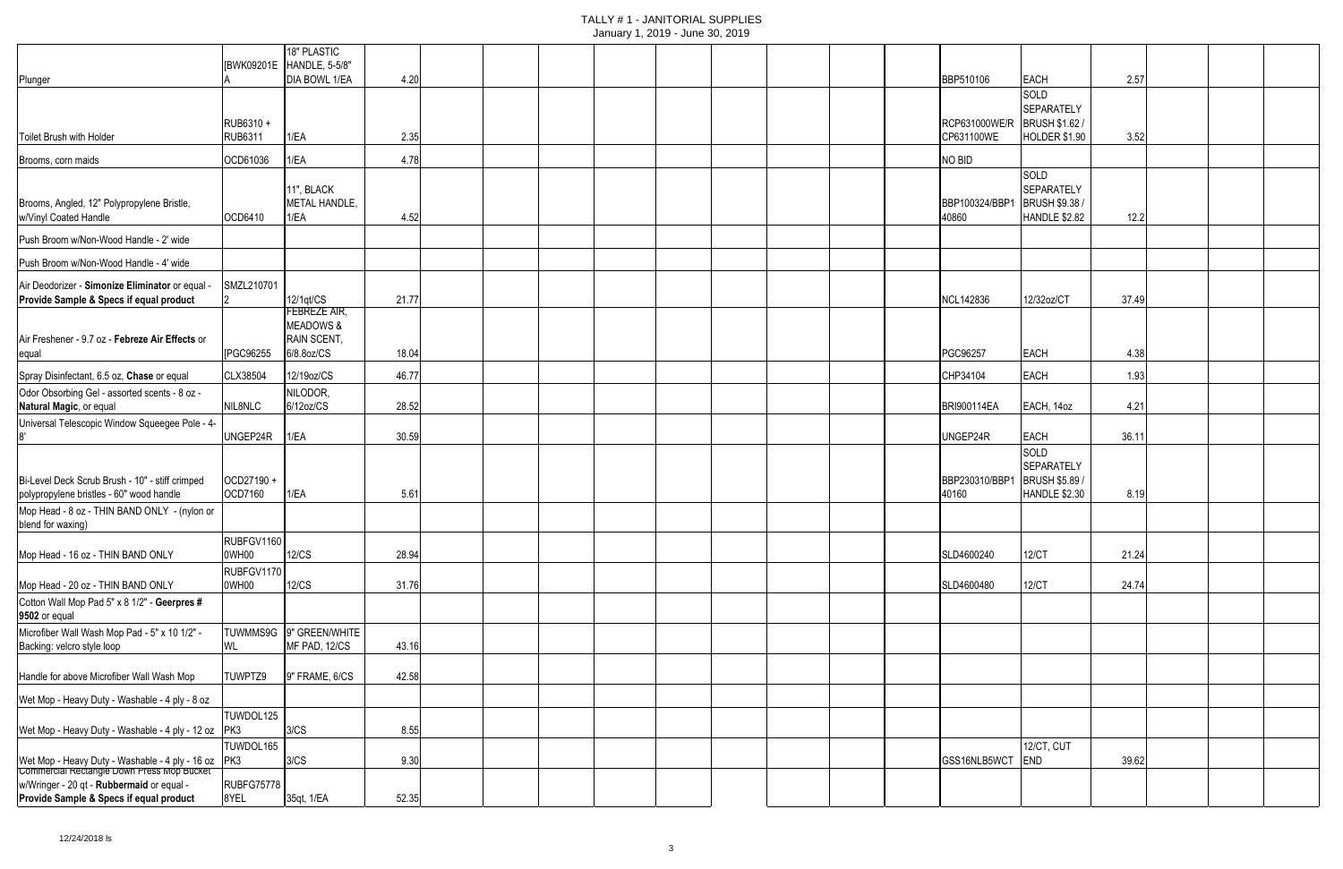# TALLY # 1 - JANITORIAL SUPPLIES

January 1, 2019 - June 30, 2019

| | | | | | | | | | | | | | | | | | | |
|---|---|---|---|---|---|---|---|---|---|---|---|---|---|---|---|---|---|---|
| Plunger | [BWK09201EA | 18" PLASTIC HANDLE, 5-5/8" DIA BOWL 1/EA | 4.20 | | | | | | | | | | | BBP510106 | EACH | 2.57 | | |
| Toilet Brush with Holder | RUB6310 + RUB6311 | 1/EA | 2.35 | | | | | | | | | | | RCP631000WE/RCP631100WE | SOLD SEPARATELY BRUSH $1.62 / HOLDER $1.90 | 3.52 | | |
| Brooms, corn maids | OCD61036 | 1/EA | 4.78 | | | | | | | | | | | NO BID | | | | |
| Brooms, Angled, 12" Polypropylene Bristle, w/Vinyl Coated Handle | OCD6410 | 11", BLACK METAL HANDLE, 1/EA | 4.52 | | | | | | | | | | | BBP100324/BBP140860 | SOLD SEPARATELY BRUSH $9.38 / HANDLE $2.82 | 12.2 | | |
| Push Broom w/Non-Wood Handle - 2' wide | | | | | | | | | | | | | | | | | | |
| Push Broom w/Non-Wood Handle - 4' wide | | | | | | | | | | | | | | | | | | |
| Air Deodorizer - **Simonize Eliminator** or equal - **Provide Sample & Specs if equal product** | SMZL2107012 | 12/1qt/CS | 21.77 | | | | | | | | | | | NCL142836 | 12/32oz/CT | 37.49 | | |
| Air Freshener - 9.7 oz - **Febreze Air Effects** or equal | [PGC96255 | FEBREZE AIR, MEADOWS & RAIN SCENT, 6/8.8oz/CS | 18.04 | | | | | | | | | | | PGC96257 | EACH | 4.38 | | |
| Spray Disinfectant, 6.5 oz, **Chase** or equal | CLX38504 | 12/19oz/CS | 46.77 | | | | | | | | | | | CHP34104 | EACH | 1.93 | | |
| Odor Obsorbing Gel - assorted scents - 8 oz - **Natural Magic**, or equal | NIL8NLC | NILODOR, 6/12oz/CS | 28.52 | | | | | | | | | | | BRI900114EA | EACH, 14oz | 4.21 | | |
| Universal Telescopic Window Squeegee Pole - 4-8' | UNGEP24R | 1/EA | 30.59 | | | | | | | | | | | UNGEP24R | EACH | 36.11 | | |
| Bi-Level Deck Scrub Brush - 10" - stiff crimped polypropylene bristles - 60" wood handle | OCD27190 + OCD7160 | 1/EA | 5.61 | | | | | | | | | | | BBP230310/BBP140160 | SOLD SEPARATELY BRUSH $5.89 / HANDLE $2.30 | 8.19 | | |
| Mop Head - 8 oz - THIN BAND ONLY - (nylon or blend for waxing) | | | | | | | | | | | | | | | | | | |
| Mop Head - 16 oz - THIN BAND ONLY | RUBFGV11600WH00 | 12/CS | 28.94 | | | | | | | | | | | SLD4600240 | 12/CT | 21.24 | | |
| Mop Head - 20 oz - THIN BAND ONLY | RUBFGV11700WH00 | 12/CS | 31.76 | | | | | | | | | | | SLD4600480 | 12/CT | 24.74 | | |
| Cotton Wall Mop Pad 5" x 8 1/2" - **Geerpres # 9502** or equal | | | | | | | | | | | | | | | | | | |
| Microfiber Wall Wash Mop Pad - 5" x 10 1/2" - Backing: velcro style loop | TUWMMS9GWL | 9" GREEN/WHITE MF PAD, 12/CS | 43.16 | | | | | | | | | | | | | | | |
| Handle for above Microfiber Wall Wash Mop | TUWPTZ9 | 9" FRAME, 6/CS | 42.58 | | | | | | | | | | | | | | | |
| Wet Mop - Heavy Duty - Washable - 4 ply - 8 oz | | | | | | | | | | | | | | | | | | |
| Wet Mop - Heavy Duty - Washable - 4 ply - 12 oz | TUWDOL125PK3 | 3/CS | 8.55 | | | | | | | | | | | | | | | |
| Wet Mop - Heavy Duty - Washable - 4 ply - 16 oz | TUWDOL165PK3 | 3/CS | 9.30 | | | | | | | | | | | GSS16NLB5WCT | 12/CT, CUT END | 39.62 | | |
| Commercial Rectangle Down Press Mop Bucket w/Wringer - 20 qt - **Rubbermaid** or equal - **Provide Sample & Specs if equal product** | RUBFG757788YEL | 35qt, 1/EA | 52.35 | | | | | | | | | | | | | | | |

12/24/2018 ls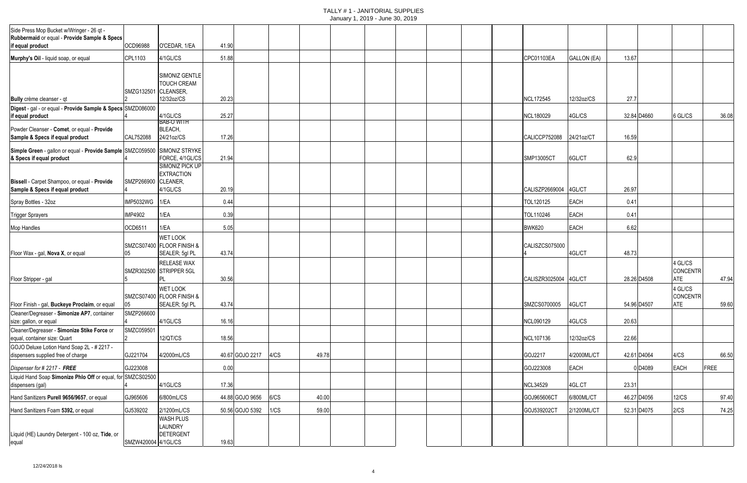# TALLY # 1 - JANITORIAL SUPPLIES

January 1, 2019 - June 30, 2019

| Item | | | | | | | | | | | | | | | | | | | |
|---|---|---|---|---|---|---|---|---|---|---|---|---|---|---|---|---|---|---|---|
| Side Press Mop Bucket w/Wringer - 26 qt - Rubbermaid or equal - Provide Sample & Specs if equal product | OCD96988 | O'CEDAR, 1/EA | 41.90 | | | | | | | | | | | | | | | | |
| Murphy's Oil - liquid soap, or equal | CPL1103 | 4/1GL/CS | 51.88 | | | | | | | | | | CPC01103EA | GALLON (EA) | 13.67 | | | | |
| Bully crème cleanser - qt | SMZG1325012 | SIMONIZ GENTLE TOUCH CREAM CLEANSER, 12/32oz/CS | 20.23 | | | | | | | | | | NCL172545 | 12/32oz/CS | 27.7 | | | | |
| Digest - gal - or equal - Provide Sample & Specs if equal product | SMZD0860004 | 4/1GL/CS | 25.27 | | | | | | | | | | NCL180029 | 4GL/CS | 32.84 | D4660 | 6 GL/CS | 36.08 | |
| Powder Cleanser - Comet, or equal - Provide Sample & Specs if equal product | CAL752088 | BAB-O WITH BLEACH, 24/21oz/CS | 17.26 | | | | | | | | | | CALICCP752088 | 24/21oz/CT | 16.59 | | | | |
| Simple Green - gallon or equal - Provide Sample & Specs if equal product | SMZC0595004 | SIMONIZ STRYKE FORCE, 4/1GL/CS | 21.94 | | | | | | | | | | SMP13005CT | 6GL/CT | 62.9 | | | | |
| Bissell - Carpet Shampoo, or equal - Provide Sample & Specs if equal product | SMZP2669004 | SIMONIZ PICK UP EXTRACTION CLEANER, 4/1GL/CS | 20.19 | | | | | | | | | | CALISZP2669004 | 4GL/CT | 26.97 | | | | |
| Spray Bottles - 32oz | IMP5032WG | 1/EA | 0.44 | | | | | | | | | | TOL120125 | EACH | 0.41 | | | | |
| Trigger Sprayers | IMP4902 | 1/EA | 0.39 | | | | | | | | | | TOL110246 | EACH | 0.41 | | | | |
| Mop Handles | OCD6511 | 1/EA | 5.05 | | | | | | | | | | BWK620 | EACH | 6.62 | | | | |
| Floor Wax - gal, Nova X, or equal | SMZCS0740005 | WET LOOK FLOOR FINISH & SEALER; 5gl PL | 43.74 | | | | | | | | | | CALISZCS0750004 | 4GL/CT | 48.73 | | | | |
| Floor Stripper - gal | SMZR3025005 | RELEASE WAX STRIPPER 5GL PL | 30.56 | | | | | | | | | | CALISZR3025004 | 4GL/CT | 28.26 | D4508 | 4 GL/CS CONCENTRATE | 47.94 | |
| Floor Finish - gal, Buckeye Proclaim, or equal | SMZCS0740005 | WET LOOK FLOOR FINISH & SEALER; 5gl PL | 43.74 | | | | | | | | | | SMZCS0700005 | 4GL/CT | 54.96 | D4507 | 4 GL/CS CONCENTRATE | 59.60 | |
| Cleaner/Degreaser - Simonize AP7, container size: gallon, or equal | SMZP2666004 | 4/1GL/CS | 16.16 | | | | | | | | | | NCL090129 | 4GL/CS | 20.63 | | | | |
| Cleaner/Degreaser - Simonize Stike Force or equal, container size: Quart | SMZC0595012 | 12/QT/CS | 18.56 | | | | | | | | | | NCL107136 | 12/32oz/CS | 22.66 | | | | |
| GOJO Deluxe Lotion Hand Soap 2L - # 2217 - dispensers supplied free of charge | GJ221704 | 4/2000mL/CS | 40.67 | GOJO 2217 | 4/CS | 49.78 | | | | | | | GOJ2217 | 4/2000ML/CT | 42.61 | D4064 | 4/CS | 66.50 | |
| *Dispenser for # 2217 - **FREE*** | GJ223008 | | 0.00 | | | | | | | | | | GOJ223008 | EACH | 0 | D4089 | EACH | FREE | |
| Liquid Hand Soap Simonize Phlo Off or equal, for dispensers (gal) | SMZCS025004 | 4/1GL/CS | 17.36 | | | | | | | | | | NCL34529 | 4GL.CT | 23.31 | | | | |
| Hand Sanitizers Purell 9656/9657, or equal | GJ965606 | 6/800mL/CS | 44.88 | GOJO 9656 | 6/CS | 40.00 | | | | | | | GOJ965606CT | 6/800ML/CT | 46.27 | D4056 | 12/CS | 97.40 | |
| Hand Sanitizers Foam 5392, or equal | GJ539202 | 2/1200mL/CS | 50.56 | GOJO 5392 | 1/CS | 59.00 | | | | | | | GOJ539202CT | 2/1200ML/CT | 52.31 | D4075 | 2/CS | 74.25 | |
| Liquid (HE) Laundry Detergent - 100 oz, Tide, or equal | SMZW420004 | WASH PLUS LAUNDRY DETERGENT 4/1GL/CS | 19.63 | | | | | | | | | | | | | | | | |

12/24/2018 ls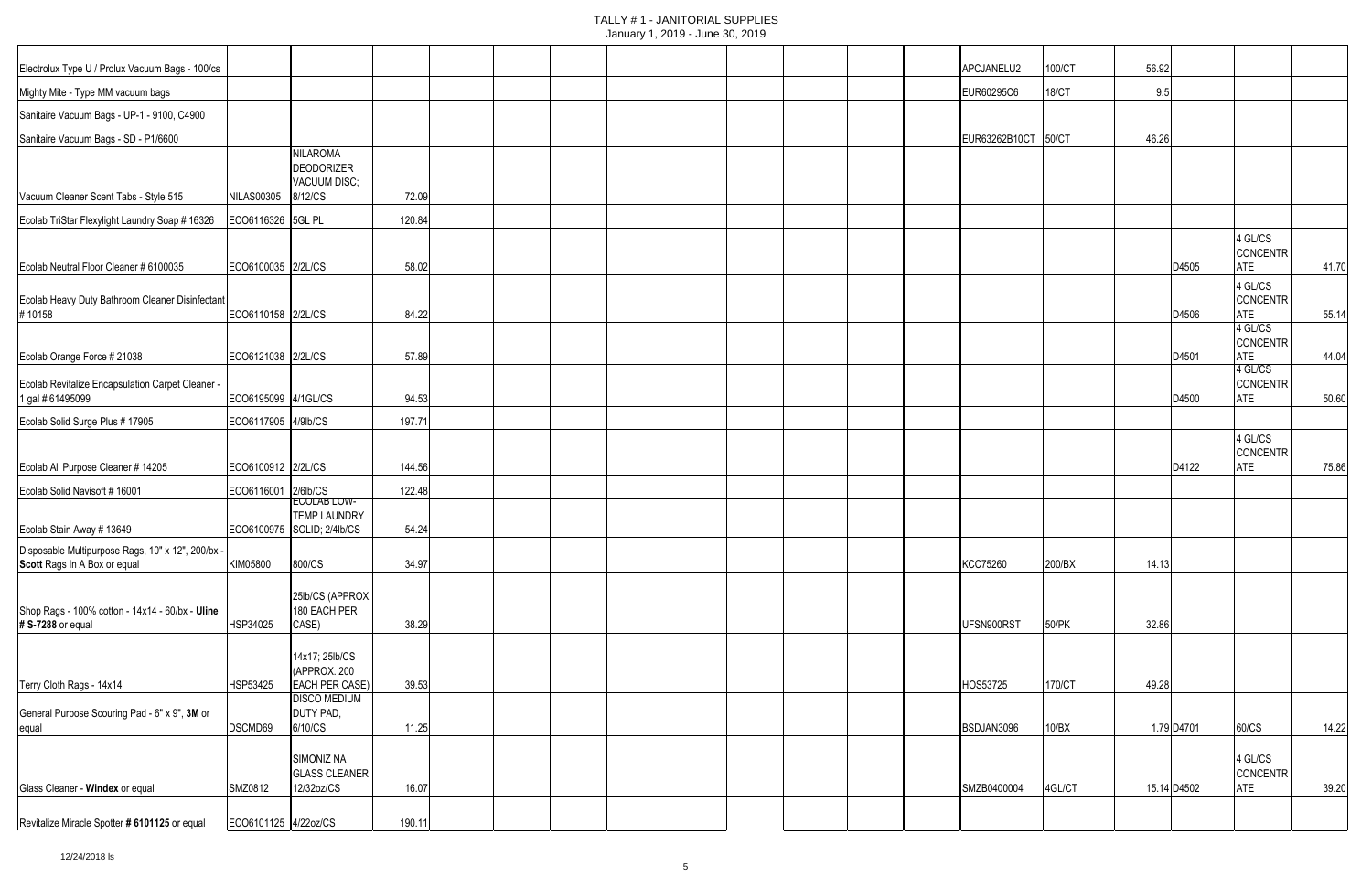| | | | | | | | | | | | | | | | | | | | |
|---|---|---|---|---|---|---|---|---|---|---|---|---|---|---|---|---|---|---|---|
| Electrolux Type U / Prolux Vacuum Bags - 100/cs | | | | | | | | | | | | | | APCJANELU2 | 100/CT | 56.92 | | | |
| Mighty Mite - Type MM vacuum bags | | | | | | | | | | | | | | EUR60295C6 | 18/CT | 9.5 | | | |
| Sanitaire Vacuum Bags - UP-1 - 9100, C4900 | | | | | | | | | | | | | | | | | | | |
| Sanitaire Vacuum Bags - SD - P1/6600 | | | | | | | | | | | | | | EUR63262B10CT | 50/CT | 46.26 | | | |
| Vacuum Cleaner Scent Tabs - Style 515 | NILAS00305 | NILAROMA DEODORIZER VACUUM DISC; 8/12/CS | 72.09 | | | | | | | | | | | | | | | | |
| Ecolab TriStar Flexylight Laundry Soap # 16326 | ECO6116326 | 5GL PL | 120.84 | | | | | | | | | | | | | | | | |
| Ecolab Neutral Floor Cleaner # 6100035 | ECO6100035 | 2/2L/CS | 58.02 | | | | | | | | | | | | | | D4505 | 4 GL/CS CONCENTRATE | 41.70 |
| Ecolab Heavy Duty Bathroom Cleaner Disinfectant # 10158 | ECO6110158 | 2/2L/CS | 84.22 | | | | | | | | | | | | | | D4506 | 4 GL/CS CONCENTRATE | 55.14 |
| Ecolab Orange Force # 21038 | ECO6121038 | 2/2L/CS | 57.89 | | | | | | | | | | | | | | D4501 | 4 GL/CS CONCENTRATE | 44.04 |
| Ecolab Revitalize Encapsulation Carpet Cleaner - 1 gal # 61495099 | ECO6195099 | 4/1GL/CS | 94.53 | | | | | | | | | | | | | | D4500 | 4 GL/CS CONCENTRATE | 50.60 |
| Ecolab Solid Surge Plus # 17905 | ECO6117905 | 4/9lb/CS | 197.71 | | | | | | | | | | | | | | | | |
| Ecolab All Purpose Cleaner # 14205 | ECO6100912 | 2/2L/CS | 144.56 | | | | | | | | | | | | | | D4122 | 4 GL/CS CONCENTRATE | 75.86 |
| Ecolab Solid Navisoft # 16001 | ECO6116001 | 2/6lb/CS | 122.48 | | | | | | | | | | | | | | | | |
| Ecolab Stain Away # 13649 | ECO6100975 | ECOLAB LOW-TEMP LAUNDRY SOLID; 2/4lb/CS | 54.24 | | | | | | | | | | | | | | | | |
| Disposable Multipurpose Rags, 10" x 12", 200/bx - **Scott** Rags In A Box or equal | KIM05800 | 800/CS | 34.97 | | | | | | | | | | | KCC75260 | 200/BX | 14.13 | | | |
| Shop Rags - 100% cotton - 14x14 - 60/bx - **Uline # S-7288** or equal | HSP34025 | 25lb/CS (APPROX. 180 EACH PER CASE) | 38.29 | | | | | | | | | | | UFSN900RST | 50/PK | 32.86 | | | |
| Terry Cloth Rags - 14x14 | HSP53425 | 14x17; 25lb/CS (APPROX. 200 EACH PER CASE) | 39.53 | | | | | | | | | | | HOS53725 | 170/CT | 49.28 | | | |
| General Purpose Scouring Pad - 6" x 9", **3M** or equal | DSCMD69 | DISCO MEDIUM DUTY PAD, 6/10/CS | 11.25 | | | | | | | | | | | BSDJAN3096 | 10/BX | 1.79 | D4701 | 60/CS | 14.22 |
| Glass Cleaner - **Windex** or equal | SMZ0812 | SIMONIZ NA GLASS CLEANER 12/32oz/CS | 16.07 | | | | | | | | | | | SMZB0400004 | 4GL/CT | 15.14 | D4502 | 4 GL/CS CONCENTRATE | 39.20 |
| Revitalize Miracle Spotter **# 6101125** or equal | ECO6101125 | 4/22oz/CS | 190.11 | | | | | | | | | | | | | | | | |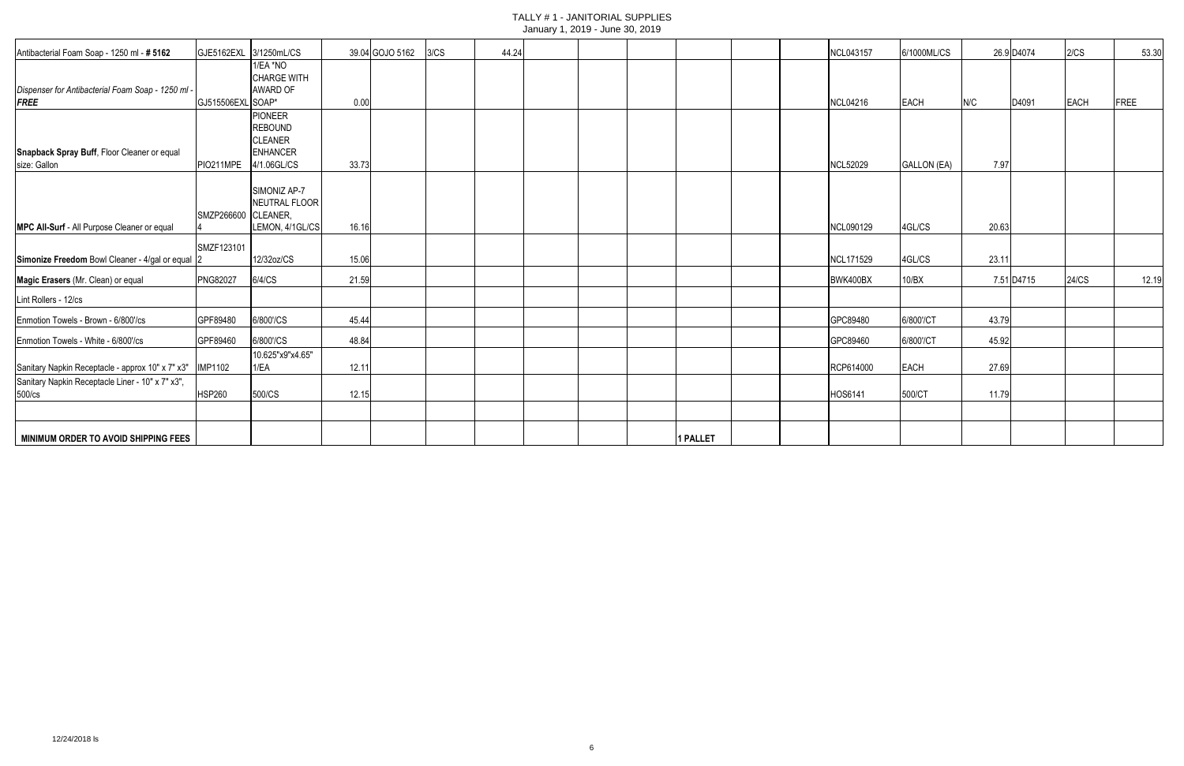| | | | | | | | | | | | | | | | | | | |
|---|---|---|---|---|---|---|---|---|---|---|---|---|---|---|---|---|---|---|
| Antibacterial Foam Soap - 1250 ml - **# 5162** | GJE5162EXL | 3/1250mL/CS | 39.04 | GOJO 5162 | 3/CS | 44.24 | | | | | | | NCL043157 | 6/1000ML/CS | 26.9 | D4074 | 2/CS | 53.30 |
| *Dispenser for Antibacterial Foam Soap - 1250 ml - **FREE*** | GJ515506EXL | 1/EA *NO CHARGE WITH AWARD OF SOAP* | 0.00 | | | | | | | | | | NCL04216 | EACH | N/C | D4091 | EACH | FREE |
| **Snapback Spray Buff**, Floor Cleaner or equal size: Gallon | PIO211MPE | PIONEER REBOUND CLEANER ENHANCER 4/1.06GL/CS | 33.73 | | | | | | | | | | NCL52029 | GALLON (EA) | 7.97 | | | |
| **MPC All-Surf** - All Purpose Cleaner or equal | SMZP2666004 | SIMONIZ AP-7 NEUTRAL FLOOR CLEANER, LEMON, 4/1GL/CS | 16.16 | | | | | | | | | | NCL090129 | 4GL/CS | 20.63 | | | |
| **Simonize Freedom** Bowl Cleaner - 4/gal or equal | SMZF1231012 | 12/32oz/CS | 15.06 | | | | | | | | | | NCL171529 | 4GL/CS | 23.11 | | | |
| **Magic Erasers** (Mr. Clean) or equal | PNG82027 | 6/4/CS | 21.59 | | | | | | | | | | BWK400BX | 10/BX | 7.51 | D4715 | 24/CS | 12.19 |
| Lint Rollers - 12/cs | | | | | | | | | | | | | | | | | | |
| Enmotion Towels - Brown - 6/800'/cs | GPF89480 | 6/800'/CS | 45.44 | | | | | | | | | | GPC89480 | 6/800'/CT | 43.79 | | | |
| Enmotion Towels - White - 6/800'/cs | GPF89460 | 6/800'/CS | 48.84 | | | | | | | | | | GPC89460 | 6/800'/CT | 45.92 | | | |
| Sanitary Napkin Receptacle - approx 10" x 7" x3" | IMP1102 | 10.625"x9"x4.65" 1/EA | 12.11 | | | | | | | | | | RCP614000 | EACH | 27.69 | | | |
| Sanitary Napkin Receptacle Liner - 10" x 7" x3", 500/cs | HSP260 | 500/CS | 12.15 | | | | | | | | | | HOS6141 | 500/CT | 11.79 | | | |
| | | | | | | | | | | | | | | | | | | |
| **MINIMUM ORDER TO AVOID SHIPPING FEES** | | | | | | | | | | 1 PALLET | | | | | | | | |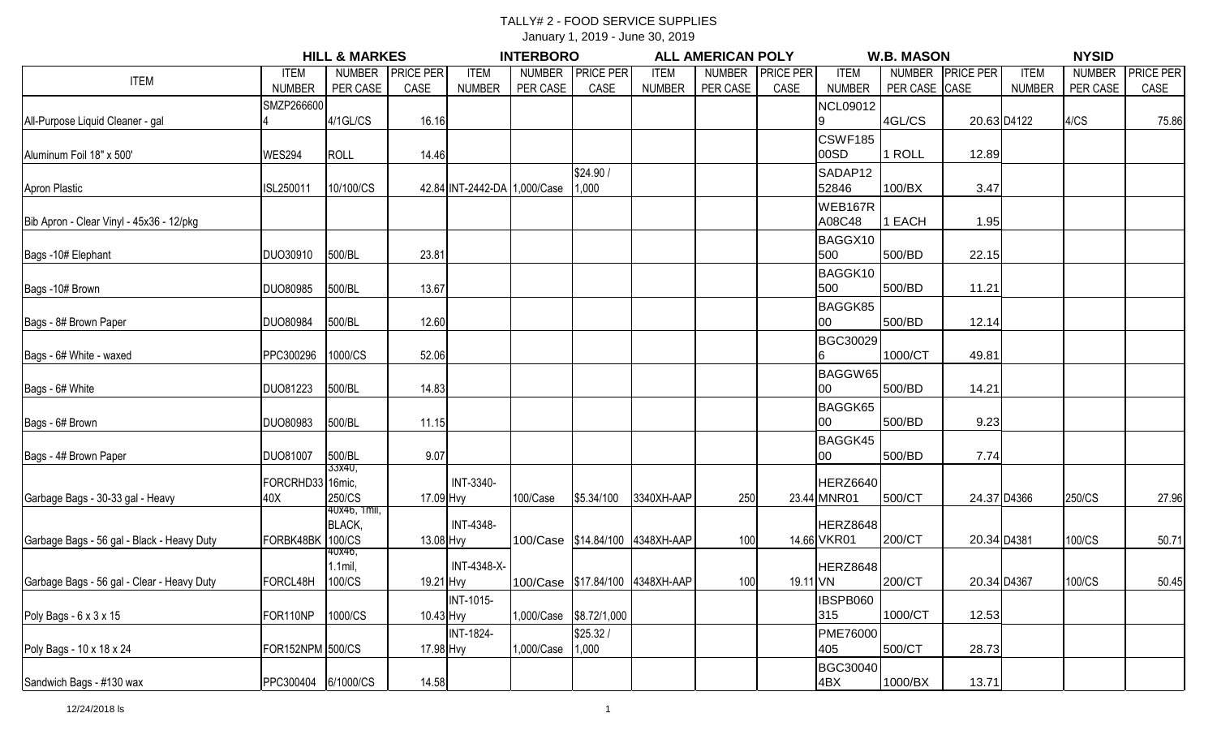# TALLY# 2 - FOOD SERVICE SUPPLIES

January 1, 2019 - June 30, 2019

| ITEM | HILL & MARKES | | | INTERBORO | | | ALL AMERICAN POLY | | | W.B. MASON | | | NYSID | | |
|---|---|---|---|---|---|---|---|---|---|---|---|---|---|---|---|
| | ITEM NUMBER | NUMBER PER CASE | PRICE PER CASE | ITEM NUMBER | NUMBER PER CASE | PRICE PER CASE | ITEM NUMBER | NUMBER PER CASE | PRICE PER CASE | ITEM NUMBER | NUMBER PER CASE | PRICE PER CASE | ITEM NUMBER | NUMBER PER CASE | PRICE PER CASE |
| All-Purpose Liquid Cleaner - gal | SMZP2666004 | 4/1GL/CS | 16.16 | | | | | | | NCL090129 | 4GL/CS | 20.63 | D4122 | 4/CS | 75.86 |
| Aluminum Foil 18" x 500' | WES294 | ROLL | 14.46 | | | | | | | CSWF18500SD | 1 ROLL | 12.89 | | | |
| Apron Plastic | ISL250011 | 10/100/CS | 42.84 | INT-2442-DA | 1,000/Case | $24.90 / 1,000 | | | | SADAP1252846 | 100/BX | 3.47 | | | |
| Bib Apron - Clear Vinyl - 45x36 - 12/pkg | | | | | | | | | | WEB167RA08C48 | 1 EACH | 1.95 | | | |
| Bags -10# Elephant | DUO30910 | 500/BL | 23.81 | | | | | | | BAGGX10500 | 500/BD | 22.15 | | | |
| Bags -10# Brown | DUO80985 | 500/BL | 13.67 | | | | | | | BAGGK10500 | 500/BD | 11.21 | | | |
| Bags - 8# Brown Paper | DUO80984 | 500/BL | 12.60 | | | | | | | BAGGK8500 | 500/BD | 12.14 | | | |
| Bags - 6# White - waxed | PPC300296 | 1000/CS | 52.06 | | | | | | | BGC300296 | 1000/CT | 49.81 | | | |
| Bags - 6# White | DUO81223 | 500/BL | 14.83 | | | | | | | BAGGW6500 | 500/BD | 14.21 | | | |
| Bags - 6# Brown | DUO80983 | 500/BL | 11.15 | | | | | | | BAGGK6500 | 500/BD | 9.23 | | | |
| Bags - 4# Brown Paper | DUO81007 | 500/BL | 9.07 | | | | | | | BAGGK4500 | 500/BD | 7.74 | | | |
| Garbage Bags - 30-33 gal - Heavy | FORCRHD3340X | 33x40, 16mic, 250/CS | 17.09 | INT-3340-Hvy | 100/Case | $5.34/100 | 3340XH-AAP | 250 | 23.44 | HERZ6640MNR01 | 500/CT | 24.37 | D4366 | 250/CS | 27.96 |
| Garbage Bags - 56 gal - Black - Heavy Duty | FORBK48BK | 40x46, 1mil, BLACK, 100/CS | 13.08 | INT-4348-Hvy | 100/Case | $14.84/100 | 4348XH-AAP | 100 | 14.66 | HERZ8648VKR01 | 200/CT | 20.34 | D4381 | 100/CS | 50.71 |
| Garbage Bags - 56 gal - Clear - Heavy Duty | FORCL48H | 40x46, 1.1mil, 100/CS | 19.21 | INT-4348-X-Hvy | 100/Case | $17.84/100 | 4348XH-AAP | 100 | 19.11 | HERZ8648VN | 200/CT | 20.34 | D4367 | 100/CS | 50.45 |
| Poly Bags - 6 x 3 x 15 | FOR110NP | 1000/CS | 10.43 | INT-1015-Hvy | 1,000/Case | $8.72/1,000 | | | | IBSPB060315 | 1000/CT | 12.53 | | | |
| Poly Bags - 10 x 18 x 24 | FOR152NPM | 500/CS | 17.98 | INT-1824-Hvy | 1,000/Case | $25.32 / 1,000 | | | | PME76000405 | 500/CT | 28.73 | | | |
| Sandwich Bags - #130 wax | PPC300404 | 6/1000/CS | 14.58 | | | | | | | BGC300404BX | 1000/BX | 13.71 | | | |

12/24/2018 ls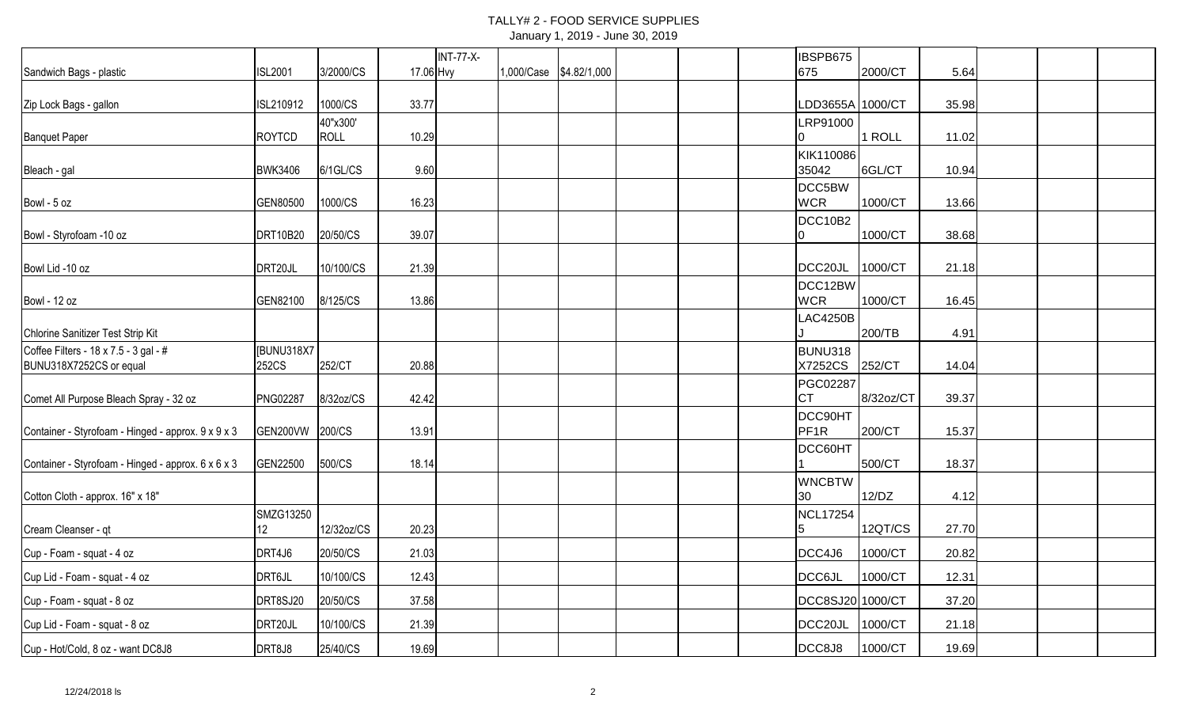# TALLY# 2 - FOOD SERVICE SUPPLIES

January 1, 2019 - June 30, 2019

| | | | | | | | | | | | | | | | |
|---|---|---|---|---|---|---|---|---|---|---|---|---|---|---|---|
| Sandwich Bags - plastic | ISL2001 | 3/2000/CS | 17.06 | INT-77-X-Hvy | 1,000/Case | $4.82/1,000 | | | | IBSPB675 675 | 2000/CT | 5.64 | | | |
| Zip Lock Bags - gallon | ISL210912 | 1000/CS | 33.77 | | | | | | | LDD3655A | 1000/CT | 35.98 | | | |
| Banquet Paper | ROYTCD | 40"x300' ROLL | 10.29 | | | | | | | LRP91000 0 | 1 ROLL | 11.02 | | | |
| Bleach - gal | BWK3406 | 6/1GL/CS | 9.60 | | | | | | | KIK110086 35042 | 6GL/CT | 10.94 | | | |
| Bowl - 5 oz | GEN80500 | 1000/CS | 16.23 | | | | | | | DCC5BW WCR | 1000/CT | 13.66 | | | |
| Bowl - Styrofoam -10 oz | DRT10B20 | 20/50/CS | 39.07 | | | | | | | DCC10B2 0 | 1000/CT | 38.68 | | | |
| Bowl Lid -10 oz | DRT20JL | 10/100/CS | 21.39 | | | | | | | DCC20JL | 1000/CT | 21.18 | | | |
| Bowl - 12 oz | GEN82100 | 8/125/CS | 13.86 | | | | | | | DCC12BW WCR | 1000/CT | 16.45 | | | |
| Chlorine Sanitizer Test Strip Kit | | | | | | | | | | LAC4250B J | 200/TB | 4.91 | | | |
| Coffee Filters - 18 x 7.5 - 3 gal - # BUNU318X7252CS or equal | [BUNU318X7 252CS | 252/CT | 20.88 | | | | | | | BUNU318 X7252CS | 252/CT | 14.04 | | | |
| Comet All Purpose Bleach Spray - 32 oz | PNG02287 | 8/32oz/CS | 42.42 | | | | | | | PGC02287 CT | 8/32oz/CT | 39.37 | | | |
| Container - Styrofoam - Hinged - approx. 9 x 9 x 3 | GEN200VW | 200/CS | 13.91 | | | | | | | DCC90HT PF1R | 200/CT | 15.37 | | | |
| Container - Styrofoam - Hinged - approx. 6 x 6 x 3 | GEN22500 | 500/CS | 18.14 | | | | | | | DCC60HT 1 | 500/CT | 18.37 | | | |
| Cotton Cloth - approx. 16" x 18" | | | | | | | | | | WNCBTW 30 | 12/DZ | 4.12 | | | |
| Cream Cleanser - qt | SMZG13250 12 | 12/32oz/CS | 20.23 | | | | | | | NCL17254 5 | 12QT/CS | 27.70 | | | |
| Cup - Foam - squat - 4 oz | DRT4J6 | 20/50/CS | 21.03 | | | | | | | DCC4J6 | 1000/CT | 20.82 | | | |
| Cup Lid - Foam - squat - 4 oz | DRT6JL | 10/100/CS | 12.43 | | | | | | | DCC6JL | 1000/CT | 12.31 | | | |
| Cup - Foam - squat - 8 oz | DRT8SJ20 | 20/50/CS | 37.58 | | | | | | | DCC8SJ20 | 1000/CT | 37.20 | | | |
| Cup Lid - Foam - squat - 8 oz | DRT20JL | 10/100/CS | 21.39 | | | | | | | DCC20JL | 1000/CT | 21.18 | | | |
| Cup - Hot/Cold, 8 oz - want DC8J8 | DRT8J8 | 25/40/CS | 19.69 | | | | | | | DCC8J8 | 1000/CT | 19.69 | | | |

12/24/2018 ls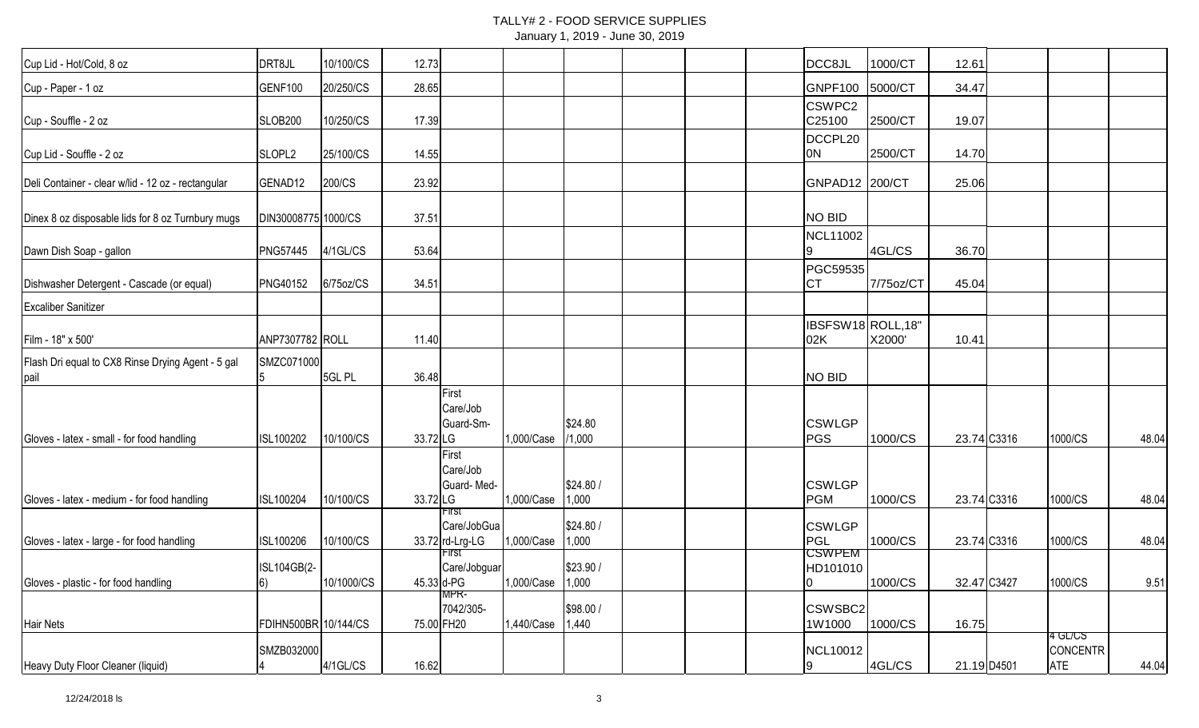# TALLY# 2 - FOOD SERVICE SUPPLIES

January 1, 2019 - June 30, 2019

| | | | | | | | | | | | | | | | | |
|---|---|---|---|---|---|---|---|---|---|---|---|---|---|---|---|---|
| Cup Lid - Hot/Cold, 8 oz | DRT8JL | 10/100/CS | 12.73 | | | | | | | DCC8JL | 1000/CT | 12.61 | | | |
| Cup - Paper - 1 oz | GENF100 | 20/250/CS | 28.65 | | | | | | | GNPF100 | 5000/CT | 34.47 | | | |
| Cup - Souffle - 2 oz | SLOB200 | 10/250/CS | 17.39 | | | | | | | CSWPC2C25100 | 2500/CT | 19.07 | | | |
| Cup Lid - Souffle - 2 oz | SLOPL2 | 25/100/CS | 14.55 | | | | | | | DCCPL200N | 2500/CT | 14.70 | | | |
| Deli Container - clear w/lid - 12 oz - rectangular | GENAD12 | 200/CS | 23.92 | | | | | | | GNPAD12 | 200/CT | 25.06 | | | |
| Dinex 8 oz disposable lids for 8 oz Turnbury mugs | DIN30008775 | 1000/CS | 37.51 | | | | | | | NO BID | | | | | |
| Dawn Dish Soap - gallon | PNG57445 | 4/1GL/CS | 53.64 | | | | | | | NCL110029 | 4GL/CS | 36.70 | | | |
| Dishwasher Detergent - Cascade (or equal) | PNG40152 | 6/75oz/CS | 34.51 | | | | | | | PGC59535CT | 7/75oz/CT | 45.04 | | | |
| Excaliber Sanitizer | | | | | | | | | | | | | | | |
| Film - 18" x 500' | ANP7307782 | ROLL | 11.40 | | | | | | | IBSFSW1802K | ROLL,18" X2000' | 10.41 | | | |
| Flash Dri equal to CX8 Rinse Drying Agent - 5 gal pail | SMZC0710005 | 5GL PL | 36.48 | | | | | | | NO BID | | | | | |
| Gloves - latex - small - for food handling | ISL100202 | 10/100/CS | 33.72 | LG First Care/Job Guard-Sm- | 1,000/Case | $24.80 /1,000 | | | | CSWLGPPGS | 1000/CS | 23.74 | C3316 | 1000/CS | 48.04 |
| Gloves - latex - medium - for food handling | ISL100204 | 10/100/CS | 33.72 | LG First Care/Job Guard- Med- | 1,000/Case | $24.80 / 1,000 | | | | CSWLGPPGM | 1000/CS | 23.74 | C3316 | 1000/CS | 48.04 |
| Gloves - latex - large - for food handling | ISL100206 | 10/100/CS | 33.72 | First Care/JobGuard-Lrg-LG | 1,000/Case | $24.80 / 1,000 | | | | CSWLGPPGL | 1000/CS | 23.74 | C3316 | 1000/CS | 48.04 |
| Gloves - plastic - for food handling | ISL104GB(2-6) | 10/1000/CS | 45.33 | First Care/Jobguard-PG | 1,000/Case | $23.90 / 1,000 | | | | CSWPEMHD1010100 | 1000/CS | 32.47 | C3427 | 1000/CS | 9.51 |
| Hair Nets | FDIHN500BR | 10/144/CS | 75.00 | MPR-7042/305-FH20 | 1,440/Case | $98.00 / 1,440 | | | | CSWSBC21W1000 | 1000/CS | 16.75 | | | |
| Heavy Duty Floor Cleaner (liquid) | SMZB0320004 | 4/1GL/CS | 16.62 | | | | | | | NCL100129 | 4GL/CS | 21.19 | D4501 | 4 GL/CS CONCENTRATE | 44.04 |

12/24/2018 ls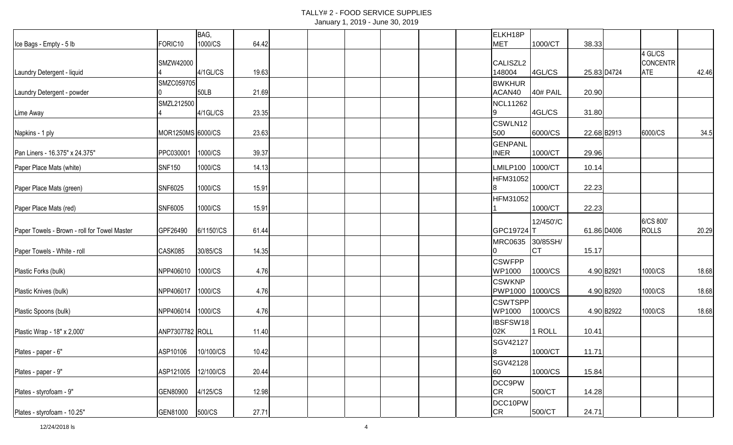# TALLY# 2 - FOOD SERVICE SUPPLIES

January 1, 2019 - June 30, 2019

| | | | | | | | | | | | | | | | |
|---|---|---|---|---|---|---|---|---|---|---|---|---|---|---|---|
| Ice Bags - Empty - 5 lb | FORIC10 | BAG, 1000/CS | 64.42 | | | | | | | ELKH18PMET | 1000/CT | 38.33 | | | |
| Laundry Detergent - liquid | SMZW420004 | 4/1GL/CS | 19.63 | | | | | | | CALISZL2148004 | 4GL/CS | 25.83 | D4724 | 4 GL/CS CONCENTRATE | 42.46 |
| Laundry Detergent - powder | SMZC0597050 | 50LB | 21.69 | | | | | | | BWKHURACAN40 | 40# PAIL | 20.90 | | | |
| Lime Away | SMZL2125004 | 4/1GL/CS | 23.35 | | | | | | | NCL112629 | 4GL/CS | 31.80 | | | |
| Napkins - 1 ply | MOR1250MS | 6000/CS | 23.63 | | | | | | | CSWLN12500 | 6000/CS | 22.68 | B2913 | 6000/CS | 34.5 |
| Pan Liners - 16.375" x 24.375" | PPC030001 | 1000/CS | 39.37 | | | | | | | GENPANLINER | 1000/CT | 29.96 | | | |
| Paper Place Mats (white) | SNF150 | 1000/CS | 14.13 | | | | | | | LMILP100 | 1000/CT | 10.14 | | | |
| Paper Place Mats (green) | SNF6025 | 1000/CS | 15.91 | | | | | | | HFM310528 | 1000/CT | 22.23 | | | |
| Paper Place Mats (red) | SNF6005 | 1000/CS | 15.91 | | | | | | | HFM310521 | 1000/CT | 22.23 | | | |
| Paper Towels - Brown - roll for Towel Master | GPF26490 | 6/1150'/CS | 61.44 | | | | | | | GPC19724 | 12/450'/CT | 61.86 | D4006 | 6/CS 800' ROLLS | 20.29 |
| Paper Towels - White - roll | CASK085 | 30/85/CS | 14.35 | | | | | | | MRC06350 | 30/85SH/CT | 15.17 | | | |
| Plastic Forks (bulk) | NPP406010 | 1000/CS | 4.76 | | | | | | | CSWFPPWP1000 | 1000/CS | 4.90 | B2921 | 1000/CS | 18.68 |
| Plastic Knives (bulk) | NPP406017 | 1000/CS | 4.76 | | | | | | | CSWKNPPWP1000 | 1000/CS | 4.90 | B2920 | 1000/CS | 18.68 |
| Plastic Spoons (bulk) | NPP406014 | 1000/CS | 4.76 | | | | | | | CSWTSPPWP1000 | 1000/CS | 4.90 | B2922 | 1000/CS | 18.68 |
| Plastic Wrap - 18" x 2,000' | ANP7307782 | ROLL | 11.40 | | | | | | | IBSFSW1802K | 1 ROLL | 10.41 | | | |
| Plates - paper - 6" | ASP10106 | 10/100/CS | 10.42 | | | | | | | SGV421278 | 1000/CT | 11.71 | | | |
| Plates - paper - 9" | ASP121005 | 12/100/CS | 20.44 | | | | | | | SGV4212860 | 1000/CS | 15.84 | | | |
| Plates - styrofoam - 9" | GEN80900 | 4/125/CS | 12.98 | | | | | | | DCC9PWCR | 500/CT | 14.28 | | | |
| Plates - styrofoam - 10.25" | GEN81000 | 500/CS | 27.71 | | | | | | | DCC10PWCR | 500/CT | 24.71 | | | |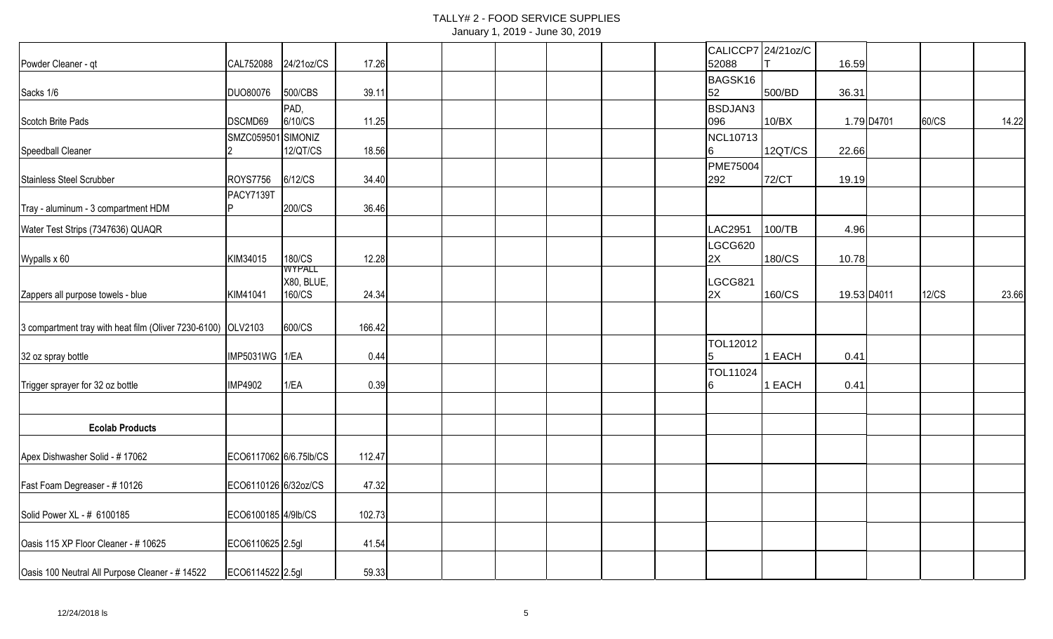| | | | | | | | | | | | | | | | |
|---|---|---|---|---|---|---|---|---|---|---|---|---|---|---|---|
| Powder Cleaner - qt | CAL752088 | 24/21oz/CS | 17.26 | | | | | | | CALICCP752088 | 24/21oz/CT | 16.59 | | | |
| Sacks 1/6 | DUO80076 | 500/CBS | 39.11 | | | | | | | BAGSK1652 | 500/BD | 36.31 | | | |
| Scotch Brite Pads | DSCMD69 | PAD, 6/10/CS | 11.25 | | | | | | | BSDJAN3096 | 10/BX | 1.79 | D4701 | 60/CS | 14.22 |
| Speedball Cleaner | SMZC0595012 | SIMONIZ 12/QT/CS | 18.56 | | | | | | | NCL107136 | 12QT/CS | 22.66 | | | |
| Stainless Steel Scrubber | ROYS7756 | 6/12/CS | 34.40 | | | | | | | PME75004292 | 72/CT | 19.19 | | | |
| Tray - aluminum - 3 compartment HDM | PACY7139TP | 200/CS | 36.46 | | | | | | | | | | | | |
| Water Test Strips (7347636) QUAQR | | | | | | | | | | LAC2951 | 100/TB | 4.96 | | | |
| Wypalls x 60 | KIM34015 | 180/CS | 12.28 | | | | | | | LGCG6202X | 180/CS | 10.78 | | | |
| Zappers all purpose towels - blue | KIM41041 | WYPALL X80, BLUE, 160/CS | 24.34 | | | | | | | LGCG8212X | 160/CS | 19.53 | D4011 | 12/CS | 23.66 |
| 3 compartment tray with heat film (Oliver 7230-6100) | OLV2103 | 600/CS | 166.42 | | | | | | | | | | | | |
| 32 oz spray bottle | IMP5031WG | 1/EA | 0.44 | | | | | | | TOL120125 | 1 EACH | 0.41 | | | |
| Trigger sprayer for 32 oz bottle | IMP4902 | 1/EA | 0.39 | | | | | | | TOL110246 | 1 EACH | 0.41 | | | |
| | | | | | | | | | | | | | | | |
| **Ecolab Products** | | | | | | | | | | | | | | | |
| Apex Dishwasher Solid - # 17062 | ECO6117062 | 6/6.75lb/CS | 112.47 | | | | | | | | | | | | |
| Fast Foam Degreaser - # 10126 | ECO6110126 | 6/32oz/CS | 47.32 | | | | | | | | | | | | |
| Solid Power XL - # 6100185 | ECO6100185 | 4/9lb/CS | 102.73 | | | | | | | | | | | | |
| Oasis 115 XP Floor Cleaner - # 10625 | ECO6110625 | 2.5gl | 41.54 | | | | | | | | | | | | |
| Oasis 100 Neutral All Purpose Cleaner - # 14522 | ECO6114522 | 2.5gl | 59.33 | | | | | | | | | | | | |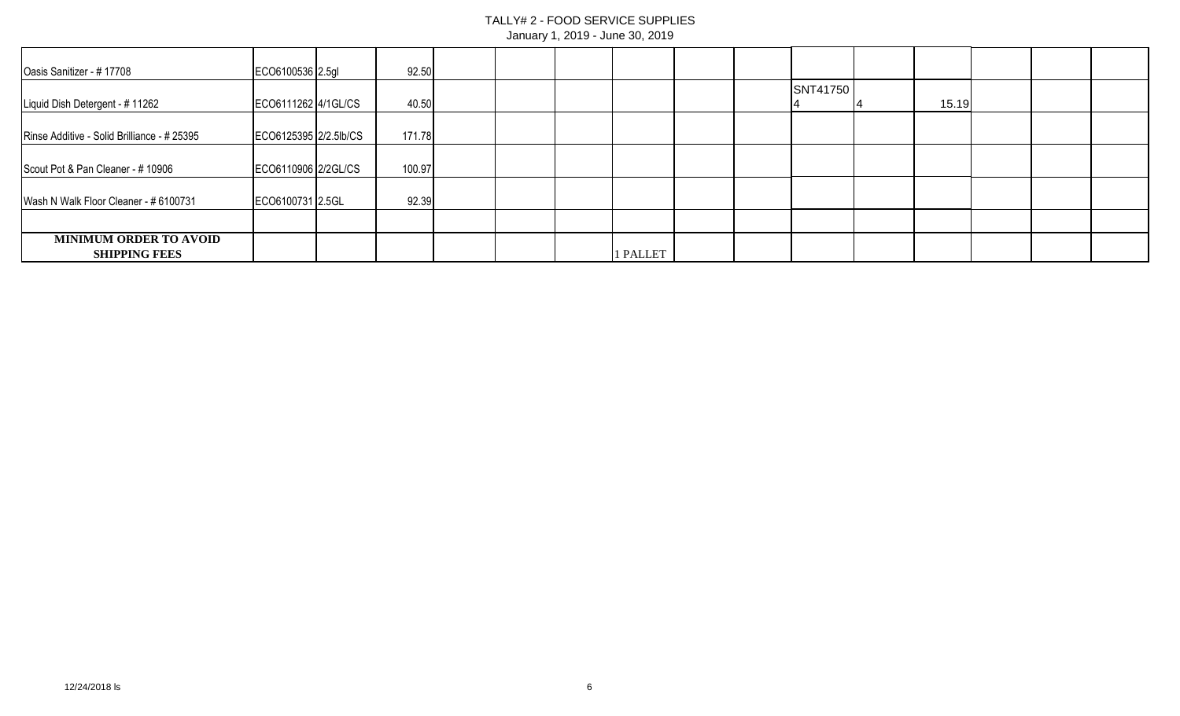| | | | | | | | | | | | | | | | |
|---|---|---|---|---|---|---|---|---|---|---|---|---|---|---|---|
| Oasis Sanitizer - # 17708 | ECO6100536 | 2.5gl | 92.50 | | | | | | | | | | | | |
| Liquid Dish Detergent - # 11262 | ECO6111262 | 4/1GL/CS | 40.50 | | | | | | | SNT417504 | 4 | 15.19 | | | |
| Rinse Additive - Solid Brilliance - # 25395 | ECO6125395 | 2/2.5lb/CS | 171.78 | | | | | | | | | | | | |
| Scout Pot & Pan Cleaner - # 10906 | ECO6110906 | 2/2GL/CS | 100.97 | | | | | | | | | | | | |
| Wash N Walk Floor Cleaner - # 6100731 | ECO6100731 | 2.5GL | 92.39 | | | | | | | | | | | | |
| | | | | | | | | | | | | | | | |
| **MINIMUM ORDER TO AVOID SHIPPING FEES** | | | | | | | 1 PALLET | | | | | | | | |